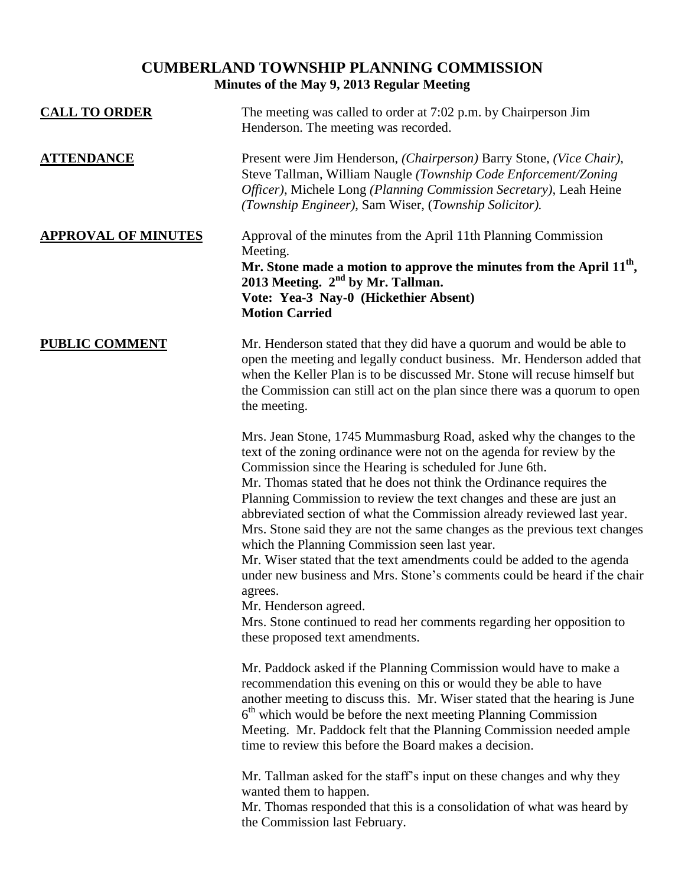# CUMBERLAND TOWNSHIP PLANNING COMMISSION

## Minutes of the May 9, 2013 Regular Meeting

**CALL TO ORDER**

The meeting was called to order at 7:02 p.m. by Chairperson Jim Henderson. The meeting was recorded.

**ATTENDANCE**

Present were Jim Henderson, *(Chairperson)* Barry Stone, *(Vice Chair)*, Steve Tallman, William Naugle *(Township Code Enforcement/Zoning Officer)*, Michele Long *(Planning Commission Secretary)*, Leah Heine *(Township Engineer)*, Sam Wiser, (*Township Solicitor).*

**APPROVAL OF MINUTES**

Approval of the minutes from the April 11th Planning Commission Meeting.

**Mr. Stone made a motion to approve the minutes from the April 11th, 2013 Meeting. 2nd by Mr. Tallman.**
**Vote: Yea-3 Nay-0 (Hickethier Absent)**
**Motion Carried**

**PUBLIC COMMENT**

Mr. Henderson stated that they did have a quorum and would be able to open the meeting and legally conduct business. Mr. Henderson added that when the Keller Plan is to be discussed Mr. Stone will recuse himself but the Commission can still act on the plan since there was a quorum to open the meeting.

Mrs. Jean Stone, 1745 Mummasburg Road, asked why the changes to the text of the zoning ordinance were not on the agenda for review by the Commission since the Hearing is scheduled for June 6th.
Mr. Thomas stated that he does not think the Ordinance requires the Planning Commission to review the text changes and these are just an abbreviated section of what the Commission already reviewed last year.
Mrs. Stone said they are not the same changes as the previous text changes which the Planning Commission seen last year.
Mr. Wiser stated that the text amendments could be added to the agenda under new business and Mrs. Stone's comments could be heard if the chair agrees.
Mr. Henderson agreed.
Mrs. Stone continued to read her comments regarding her opposition to these proposed text amendments.

Mr. Paddock asked if the Planning Commission would have to make a recommendation this evening on this or would they be able to have another meeting to discuss this. Mr. Wiser stated that the hearing is June 6th which would be before the next meeting Planning Commission Meeting. Mr. Paddock felt that the Planning Commission needed ample time to review this before the Board makes a decision.

Mr. Tallman asked for the staff's input on these changes and why they wanted them to happen.
Mr. Thomas responded that this is a consolidation of what was heard by the Commission last February.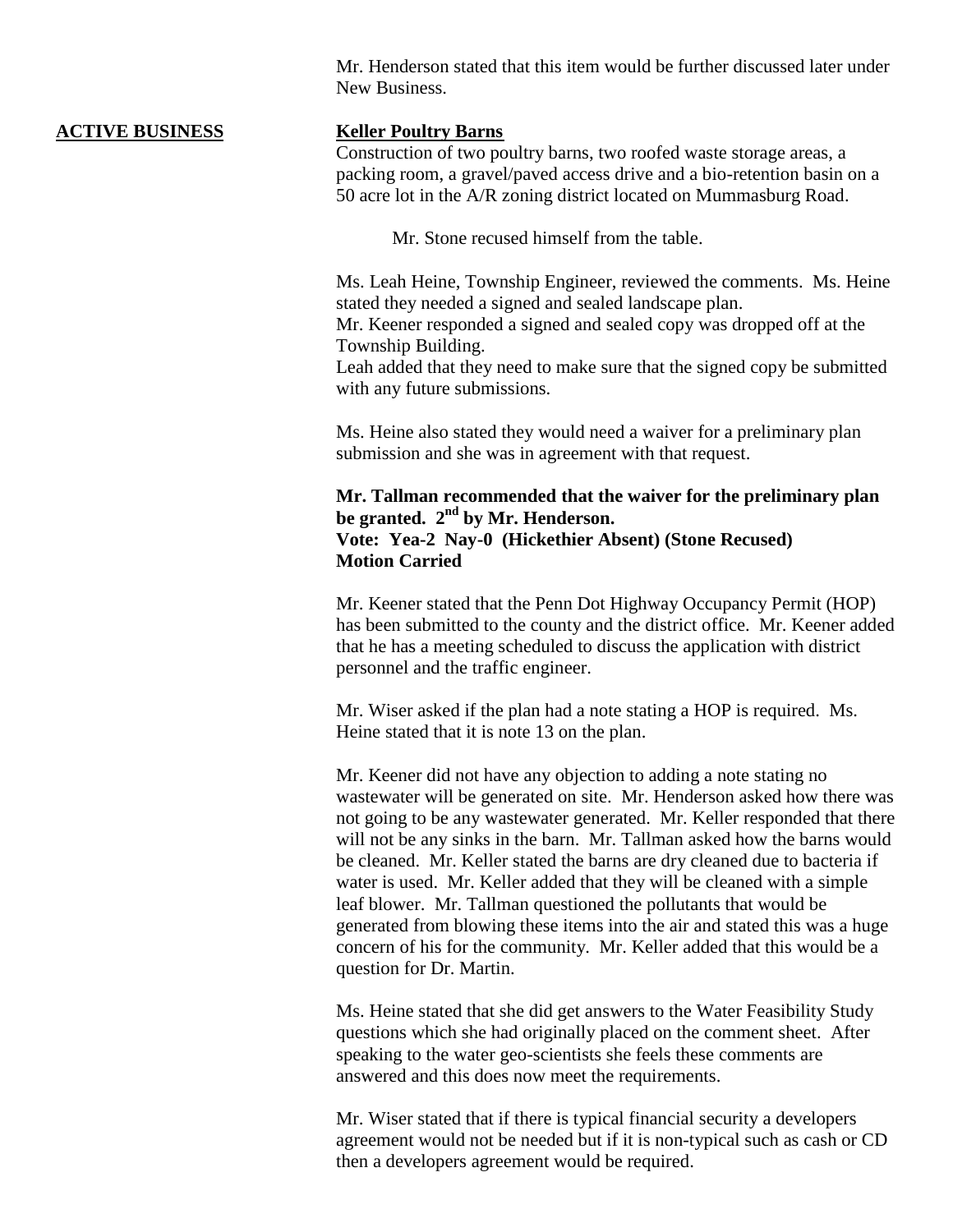Mr. Henderson stated that this item would be further discussed later under New Business.

**ACTIVE BUSINESS**

**Keller Poultry Barns**

Construction of two poultry barns, two roofed waste storage areas, a packing room, a gravel/paved access drive and a bio-retention basin on a 50 acre lot in the A/R zoning district located on Mummasburg Road.

Mr. Stone recused himself from the table.

Ms. Leah Heine, Township Engineer, reviewed the comments. Ms. Heine stated they needed a signed and sealed landscape plan.
Mr. Keener responded a signed and sealed copy was dropped off at the Township Building.
Leah added that they need to make sure that the signed copy be submitted with any future submissions.

Ms. Heine also stated they would need a waiver for a preliminary plan submission and she was in agreement with that request.

**Mr. Tallman recommended that the waiver for the preliminary plan be granted. 2nd by Mr. Henderson.**
**Vote: Yea-2 Nay-0 (Hickethier Absent) (Stone Recused)**
**Motion Carried**

Mr. Keener stated that the Penn Dot Highway Occupancy Permit (HOP) has been submitted to the county and the district office. Mr. Keener added that he has a meeting scheduled to discuss the application with district personnel and the traffic engineer.

Mr. Wiser asked if the plan had a note stating a HOP is required. Ms. Heine stated that it is note 13 on the plan.

Mr. Keener did not have any objection to adding a note stating no wastewater will be generated on site. Mr. Henderson asked how there was not going to be any wastewater generated. Mr. Keller responded that there will not be any sinks in the barn. Mr. Tallman asked how the barns would be cleaned. Mr. Keller stated the barns are dry cleaned due to bacteria if water is used. Mr. Keller added that they will be cleaned with a simple leaf blower. Mr. Tallman questioned the pollutants that would be generated from blowing these items into the air and stated this was a huge concern of his for the community. Mr. Keller added that this would be a question for Dr. Martin.

Ms. Heine stated that she did get answers to the Water Feasibility Study questions which she had originally placed on the comment sheet. After speaking to the water geo-scientists she feels these comments are answered and this does now meet the requirements.

Mr. Wiser stated that if there is typical financial security a developers agreement would not be needed but if it is non-typical such as cash or CD then a developers agreement would be required.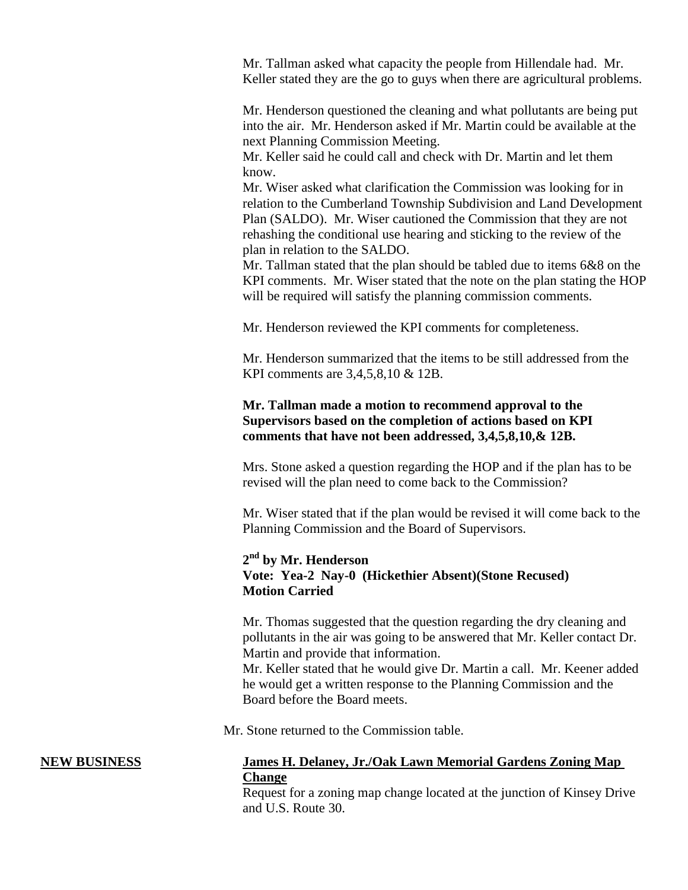Mr. Tallman asked what capacity the people from Hillendale had. Mr. Keller stated they are the go to guys when there are agricultural problems.

Mr. Henderson questioned the cleaning and what pollutants are being put into the air. Mr. Henderson asked if Mr. Martin could be available at the next Planning Commission Meeting.

Mr. Keller said he could call and check with Dr. Martin and let them know.

Mr. Wiser asked what clarification the Commission was looking for in relation to the Cumberland Township Subdivision and Land Development Plan (SALDO). Mr. Wiser cautioned the Commission that they are not rehashing the conditional use hearing and sticking to the review of the plan in relation to the SALDO.

Mr. Tallman stated that the plan should be tabled due to items 6&8 on the KPI comments. Mr. Wiser stated that the note on the plan stating the HOP will be required will satisfy the planning commission comments.

Mr. Henderson reviewed the KPI comments for completeness.

Mr. Henderson summarized that the items to be still addressed from the KPI comments are 3,4,5,8,10 & 12B.

**Mr. Tallman made a motion to recommend approval to the Supervisors based on the completion of actions based on KPI comments that have not been addressed, 3,4,5,8,10,& 12B.**

Mrs. Stone asked a question regarding the HOP and if the plan has to be revised will the plan need to come back to the Commission?

Mr. Wiser stated that if the plan would be revised it will come back to the Planning Commission and the Board of Supervisors.

**2nd by Mr. Henderson**
**Vote: Yea-2 Nay-0 (Hickethier Absent)(Stone Recused)**
**Motion Carried**

Mr. Thomas suggested that the question regarding the dry cleaning and pollutants in the air was going to be answered that Mr. Keller contact Dr. Martin and provide that information.

Mr. Keller stated that he would give Dr. Martin a call. Mr. Keener added he would get a written response to the Planning Commission and the Board before the Board meets.

Mr. Stone returned to the Commission table.

## NEW BUSINESS

**James H. Delaney, Jr./Oak Lawn Memorial Gardens Zoning Map Change**

Request for a zoning map change located at the junction of Kinsey Drive and U.S. Route 30.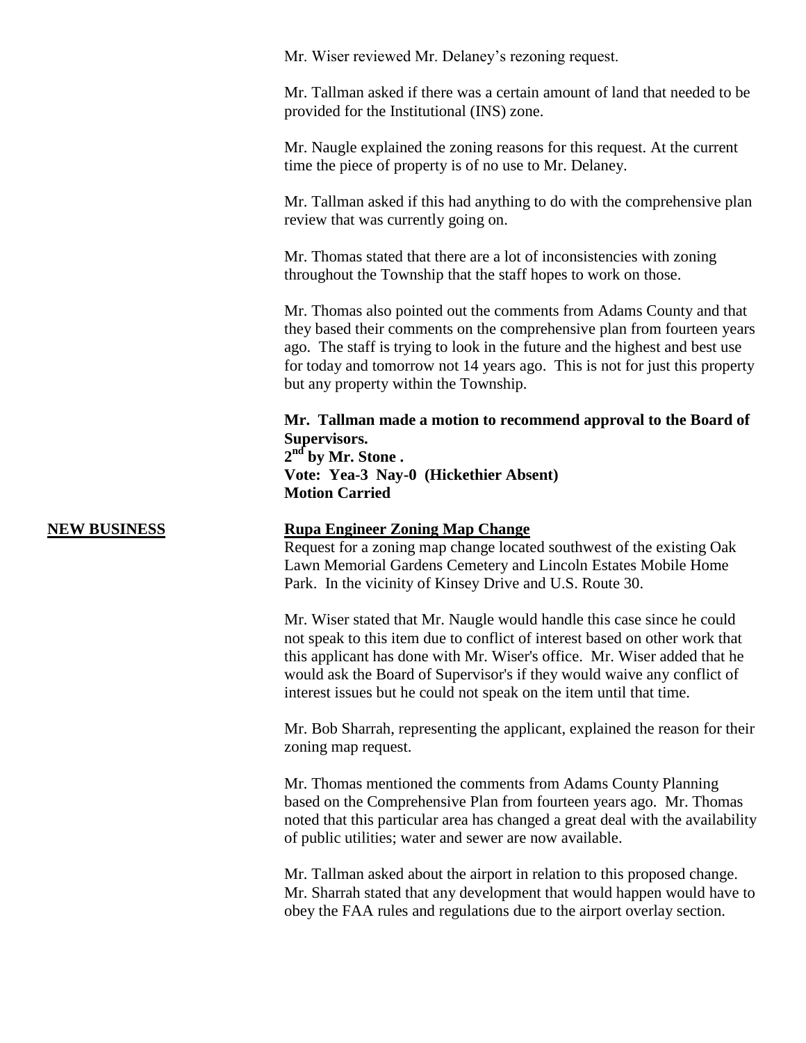Mr. Wiser reviewed Mr. Delaney's rezoning request.

Mr. Tallman asked if there was a certain amount of land that needed to be provided for the Institutional (INS) zone.

Mr. Naugle explained the zoning reasons for this request. At the current time the piece of property is of no use to Mr. Delaney.

Mr. Tallman asked if this had anything to do with the comprehensive plan review that was currently going on.

Mr. Thomas stated that there are a lot of inconsistencies with zoning throughout the Township that the staff hopes to work on those.

Mr. Thomas also pointed out the comments from Adams County and that they based their comments on the comprehensive plan from fourteen years ago. The staff is trying to look in the future and the highest and best use for today and tomorrow not 14 years ago. This is not for just this property but any property within the Township.

**Mr. Tallman made a motion to recommend approval to the Board of Supervisors.**
**2nd by Mr. Stone .**
**Vote: Yea-3 Nay-0 (Hickethier Absent)**
**Motion Carried**

**NEW BUSINESS**

**Rupa Engineer Zoning Map Change**

Request for a zoning map change located southwest of the existing Oak Lawn Memorial Gardens Cemetery and Lincoln Estates Mobile Home Park. In the vicinity of Kinsey Drive and U.S. Route 30.

Mr. Wiser stated that Mr. Naugle would handle this case since he could not speak to this item due to conflict of interest based on other work that this applicant has done with Mr. Wiser's office. Mr. Wiser added that he would ask the Board of Supervisor's if they would waive any conflict of interest issues but he could not speak on the item until that time.

Mr. Bob Sharrah, representing the applicant, explained the reason for their zoning map request.

Mr. Thomas mentioned the comments from Adams County Planning based on the Comprehensive Plan from fourteen years ago. Mr. Thomas noted that this particular area has changed a great deal with the availability of public utilities; water and sewer are now available.

Mr. Tallman asked about the airport in relation to this proposed change. Mr. Sharrah stated that any development that would happen would have to obey the FAA rules and regulations due to the airport overlay section.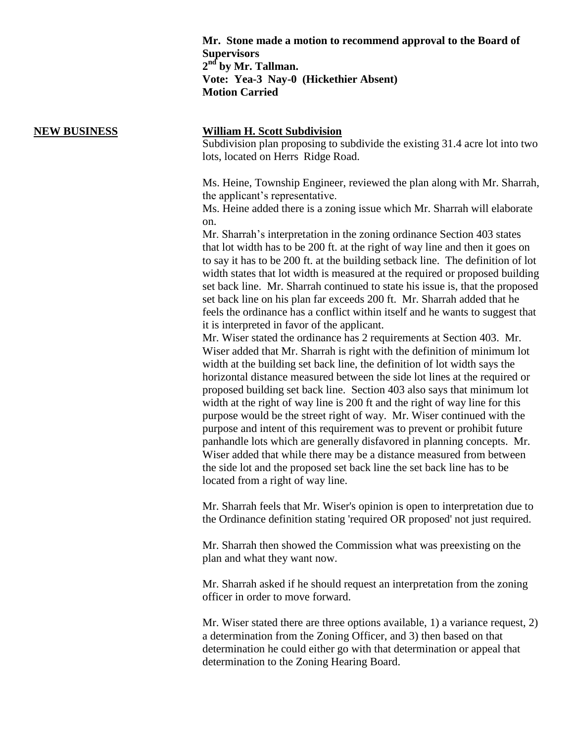**Mr. Stone made a motion to recommend approval to the Board of Supervisors**
**2nd by Mr. Tallman.**
**Vote: Yea-3 Nay-0 (Hickethier Absent)**
**Motion Carried**

**NEW BUSINESS**

**William H. Scott Subdivision**

Subdivision plan proposing to subdivide the existing 31.4 acre lot into two lots, located on Herrs Ridge Road.

Ms. Heine, Township Engineer, reviewed the plan along with Mr. Sharrah, the applicant's representative.
Ms. Heine added there is a zoning issue which Mr. Sharrah will elaborate on.
Mr. Sharrah's interpretation in the zoning ordinance Section 403 states that lot width has to be 200 ft. at the right of way line and then it goes on to say it has to be 200 ft. at the building setback line. The definition of lot width states that lot width is measured at the required or proposed building set back line. Mr. Sharrah continued to state his issue is, that the proposed set back line on his plan far exceeds 200 ft. Mr. Sharrah added that he feels the ordinance has a conflict within itself and he wants to suggest that it is interpreted in favor of the applicant.
Mr. Wiser stated the ordinance has 2 requirements at Section 403. Mr. Wiser added that Mr. Sharrah is right with the definition of minimum lot width at the building set back line, the definition of lot width says the horizontal distance measured between the side lot lines at the required or proposed building set back line. Section 403 also says that minimum lot width at the right of way line is 200 ft and the right of way line for this purpose would be the street right of way. Mr. Wiser continued with the purpose and intent of this requirement was to prevent or prohibit future panhandle lots which are generally disfavored in planning concepts. Mr. Wiser added that while there may be a distance measured from between the side lot and the proposed set back line the set back line has to be located from a right of way line.

Mr. Sharrah feels that Mr. Wiser's opinion is open to interpretation due to the Ordinance definition stating 'required OR proposed' not just required.

Mr. Sharrah then showed the Commission what was preexisting on the plan and what they want now.

Mr. Sharrah asked if he should request an interpretation from the zoning officer in order to move forward.

Mr. Wiser stated there are three options available, 1) a variance request, 2) a determination from the Zoning Officer, and 3) then based on that determination he could either go with that determination or appeal that determination to the Zoning Hearing Board.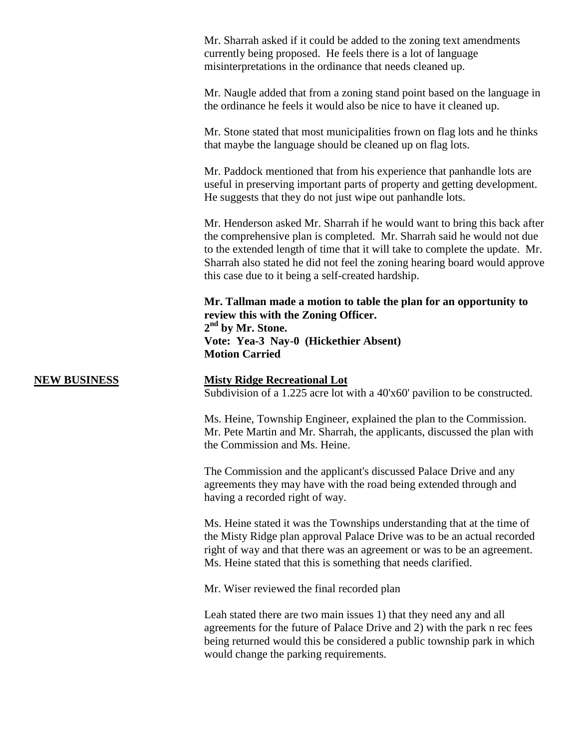Mr. Sharrah asked if it could be added to the zoning text amendments currently being proposed. He feels there is a lot of language misinterpretations in the ordinance that needs cleaned up.

Mr. Naugle added that from a zoning stand point based on the language in the ordinance he feels it would also be nice to have it cleaned up.

Mr. Stone stated that most municipalities frown on flag lots and he thinks that maybe the language should be cleaned up on flag lots.

Mr. Paddock mentioned that from his experience that panhandle lots are useful in preserving important parts of property and getting development. He suggests that they do not just wipe out panhandle lots.

Mr. Henderson asked Mr. Sharrah if he would want to bring this back after the comprehensive plan is completed. Mr. Sharrah said he would not due to the extended length of time that it will take to complete the update. Mr. Sharrah also stated he did not feel the zoning hearing board would approve this case due to it being a self-created hardship.

**Mr. Tallman made a motion to table the plan for an opportunity to review this with the Zoning Officer.**
**2nd by Mr. Stone.**
**Vote: Yea-3 Nay-0 (Hickethier Absent)**
**Motion Carried**

**NEW BUSINESS**

**Misty Ridge Recreational Lot**

Subdivision of a 1.225 acre lot with a 40'x60' pavilion to be constructed.

Ms. Heine, Township Engineer, explained the plan to the Commission. Mr. Pete Martin and Mr. Sharrah, the applicants, discussed the plan with the Commission and Ms. Heine.

The Commission and the applicant's discussed Palace Drive and any agreements they may have with the road being extended through and having a recorded right of way.

Ms. Heine stated it was the Townships understanding that at the time of the Misty Ridge plan approval Palace Drive was to be an actual recorded right of way and that there was an agreement or was to be an agreement. Ms. Heine stated that this is something that needs clarified.

Mr. Wiser reviewed the final recorded plan

Leah stated there are two main issues 1) that they need any and all agreements for the future of Palace Drive and 2) with the park n rec fees being returned would this be considered a public township park in which would change the parking requirements.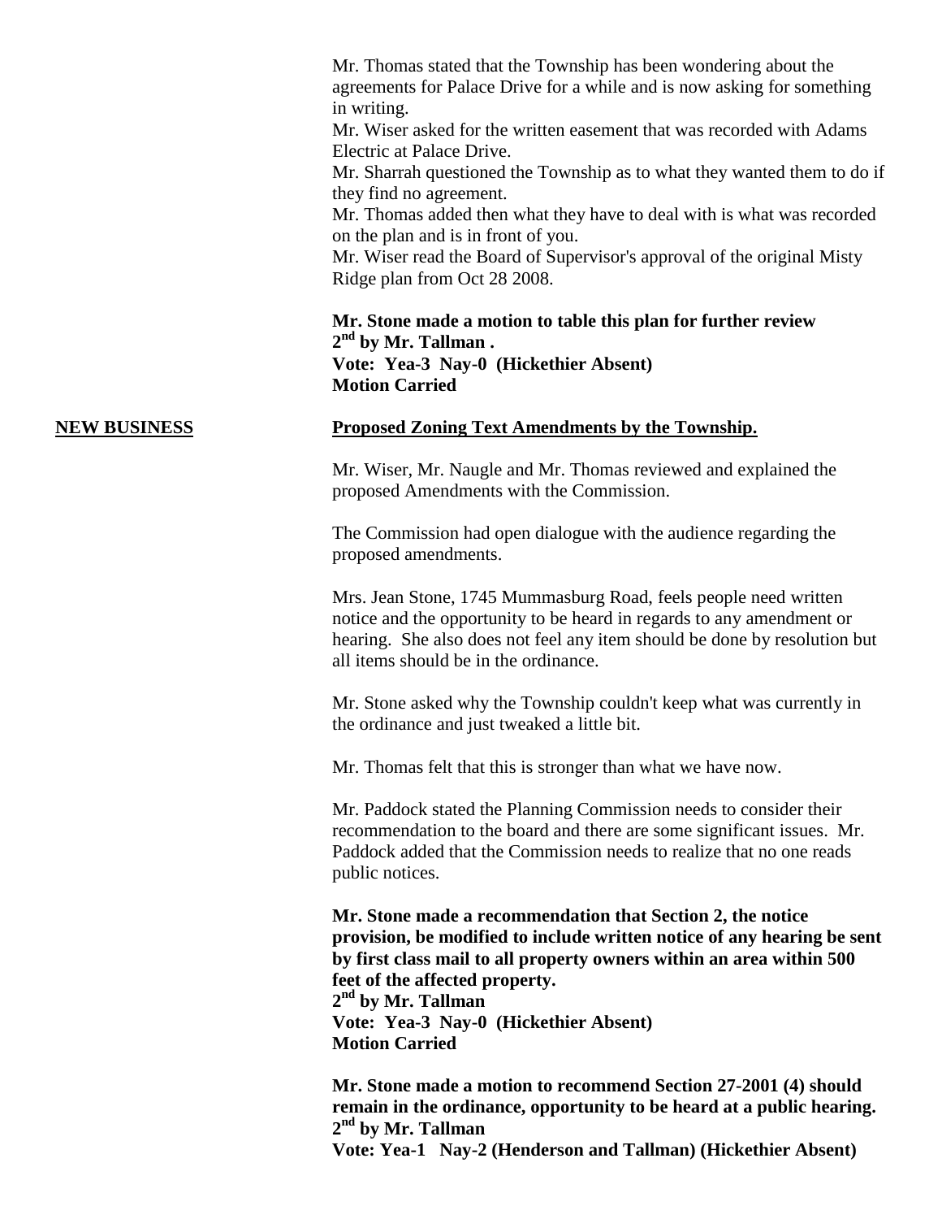Mr. Thomas stated that the Township has been wondering about the agreements for Palace Drive for a while and is now asking for something in writing.
Mr. Wiser asked for the written easement that was recorded with Adams Electric at Palace Drive.
Mr. Sharrah questioned the Township as to what they wanted them to do if they find no agreement.
Mr. Thomas added then what they have to deal with is what was recorded on the plan and is in front of you.
Mr. Wiser read the Board of Supervisor's approval of the original Misty Ridge plan from Oct 28 2008.

**Mr. Stone made a motion to table this plan for further review**
**2nd by Mr. Tallman .**
**Vote: Yea-3 Nay-0 (Hickethier Absent)**
**Motion Carried**

**NEW BUSINESS**

**Proposed Zoning Text Amendments by the Township.**

Mr. Wiser, Mr. Naugle and Mr. Thomas reviewed and explained the proposed Amendments with the Commission.

The Commission had open dialogue with the audience regarding the proposed amendments.

Mrs. Jean Stone, 1745 Mummasburg Road, feels people need written notice and the opportunity to be heard in regards to any amendment or hearing. She also does not feel any item should be done by resolution but all items should be in the ordinance.

Mr. Stone asked why the Township couldn't keep what was currently in the ordinance and just tweaked a little bit.

Mr. Thomas felt that this is stronger than what we have now.

Mr. Paddock stated the Planning Commission needs to consider their recommendation to the board and there are some significant issues. Mr. Paddock added that the Commission needs to realize that no one reads public notices.

**Mr. Stone made a recommendation that Section 2, the notice provision, be modified to include written notice of any hearing be sent by first class mail to all property owners within an area within 500 feet of the affected property.**
**2nd by Mr. Tallman**
**Vote: Yea-3 Nay-0 (Hickethier Absent)**
**Motion Carried**

**Mr. Stone made a motion to recommend Section 27-2001 (4) should remain in the ordinance, opportunity to be heard at a public hearing.**
**2nd by Mr. Tallman**
**Vote: Yea-1 Nay-2 (Henderson and Tallman) (Hickethier Absent)**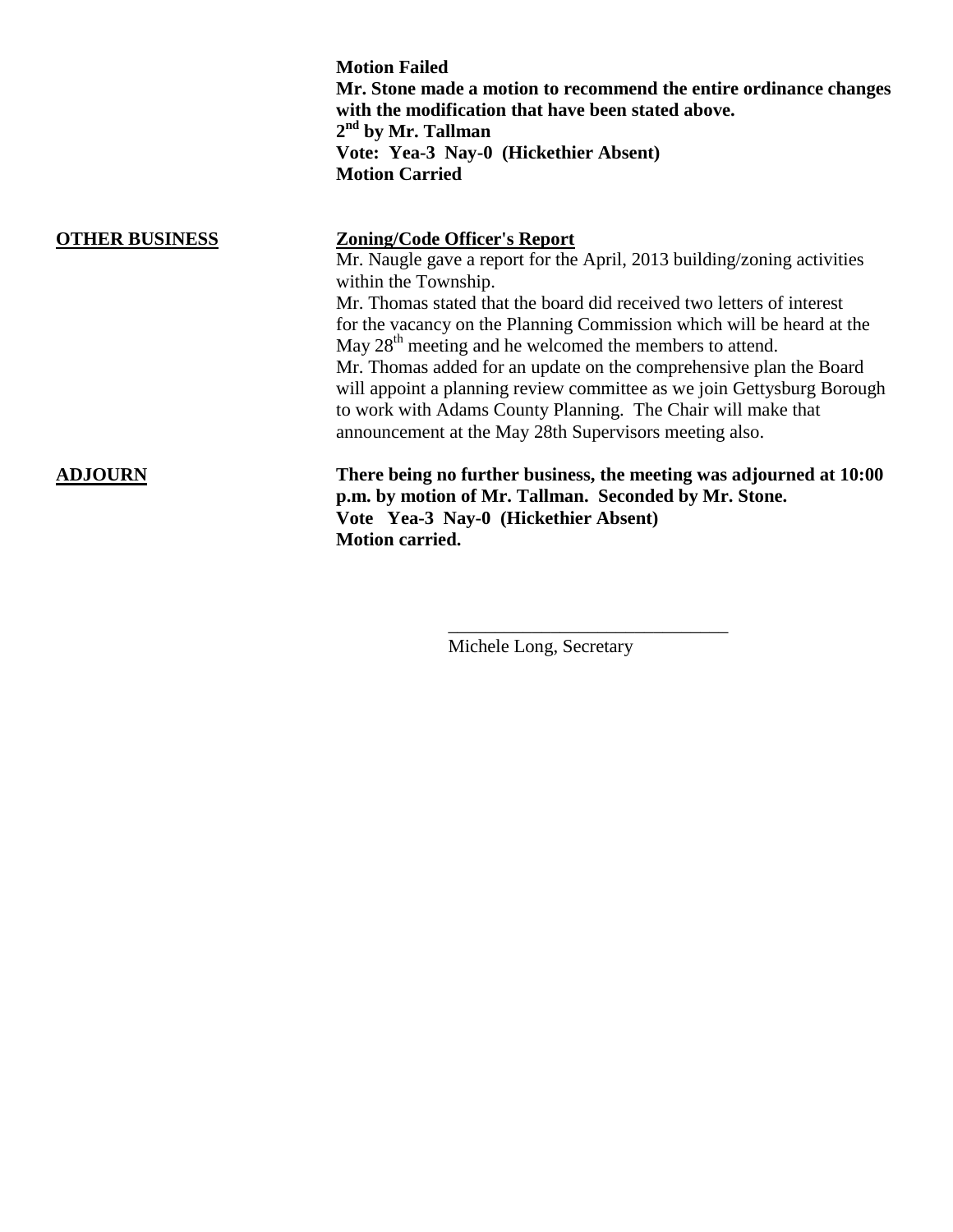**Motion Failed**
**Mr. Stone made a motion to recommend the entire ordinance changes with the modification that have been stated above.**
**2nd by Mr. Tallman**
**Vote: Yea-3 Nay-0 (Hickethier Absent)**
**Motion Carried**

**OTHER BUSINESS**

**Zoning/Code Officer's Report**

Mr. Naugle gave a report for the April, 2013 building/zoning activities within the Township.
Mr. Thomas stated that the board did received two letters of interest for the vacancy on the Planning Commission which will be heard at the May 28th meeting and he welcomed the members to attend.
Mr. Thomas added for an update on the comprehensive plan the Board will appoint a planning review committee as we join Gettysburg Borough to work with Adams County Planning. The Chair will make that announcement at the May 28th Supervisors meeting also.

**ADJOURN**

**There being no further business, the meeting was adjourned at 10:00 p.m. by motion of Mr. Tallman. Seconded by Mr. Stone.**
**Vote Yea-3 Nay-0 (Hickethier Absent)**
**Motion carried.**

_____________________________
Michele Long, Secretary